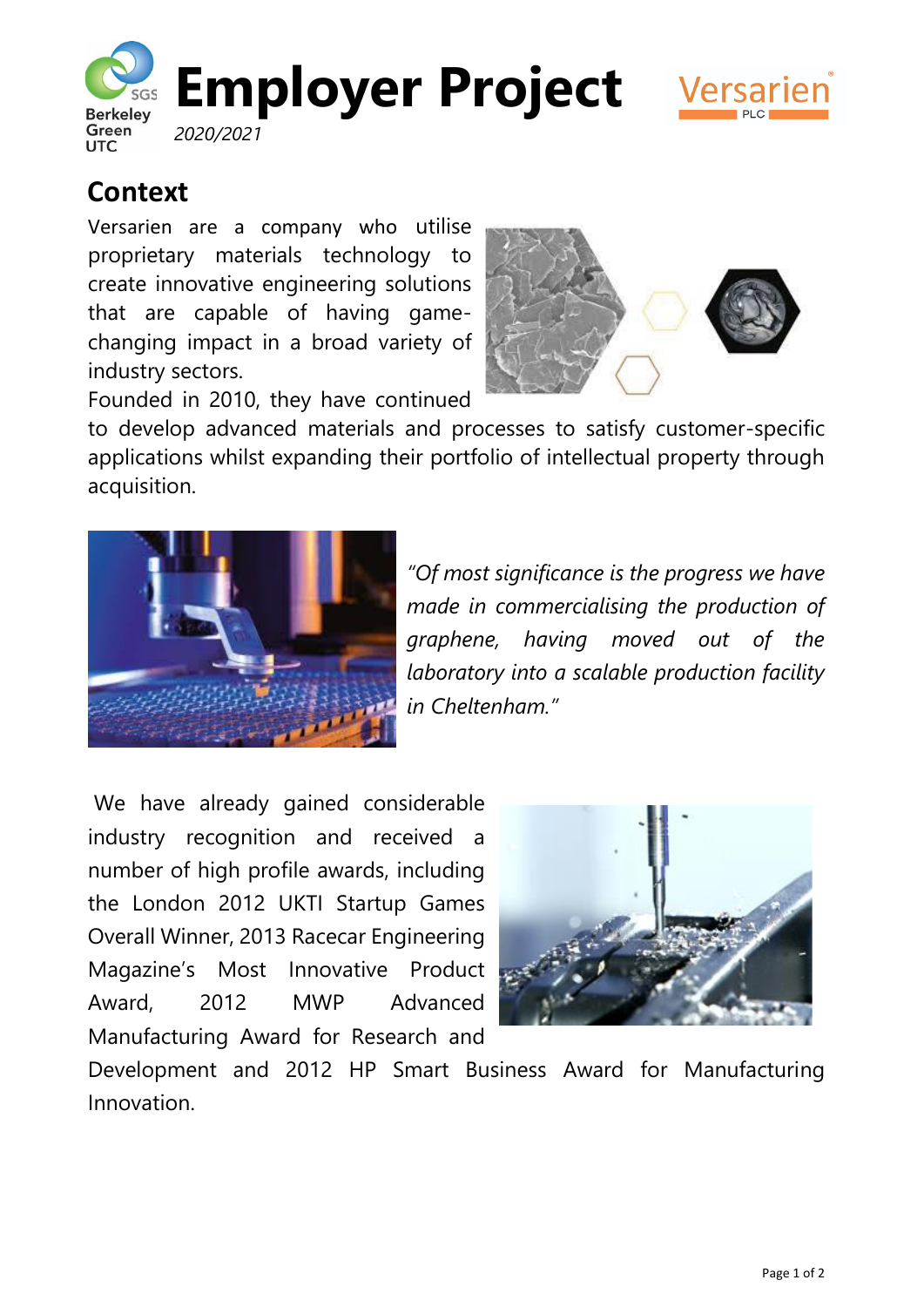# Employer Project

*2020/2021*

## Context

Versarien are a company who utilise proprietary materials technology to create innovative engineering solutions that are capable of having game-changing impact in a broad variety of industry sectors.

Founded in 2010, they have continued to develop advanced materials and processes to satisfy customer-specific applications whilst expanding their portfolio of intellectual property through acquisition.

*"Of most significance is the progress we have made in commercialising the production of graphene, having moved out of the laboratory into a scalable production facility in Cheltenham."*

We have already gained considerable industry recognition and received a number of high profile awards, including the London 2012 UKTI Startup Games Overall Winner, 2013 Racecar Engineering Magazine's Most Innovative Product Award, 2012 MWP Advanced Manufacturing Award for Research and Development and 2012 HP Smart Business Award for Manufacturing Innovation.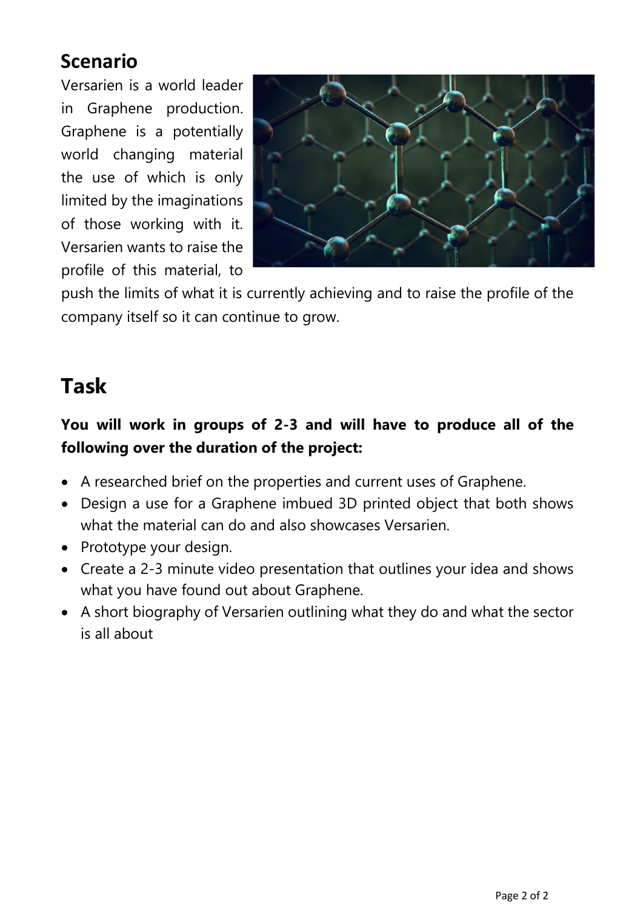## Scenario

Versarien is a world leader in Graphene production. Graphene is a potentially world changing material the use of which is only limited by the imaginations of those working with it. Versarien wants to raise the profile of this material, to push the limits of what it is currently achieving and to raise the profile of the company itself so it can continue to grow.

## Task

**You will work in groups of 2-3 and will have to produce all of the following over the duration of the project:**

- A researched brief on the properties and current uses of Graphene.
- Design a use for a Graphene imbued 3D printed object that both shows what the material can do and also showcases Versarien.
- Prototype your design.
- Create a 2-3 minute video presentation that outlines your idea and shows what you have found out about Graphene.
- A short biography of Versarien outlining what they do and what the sector is all about